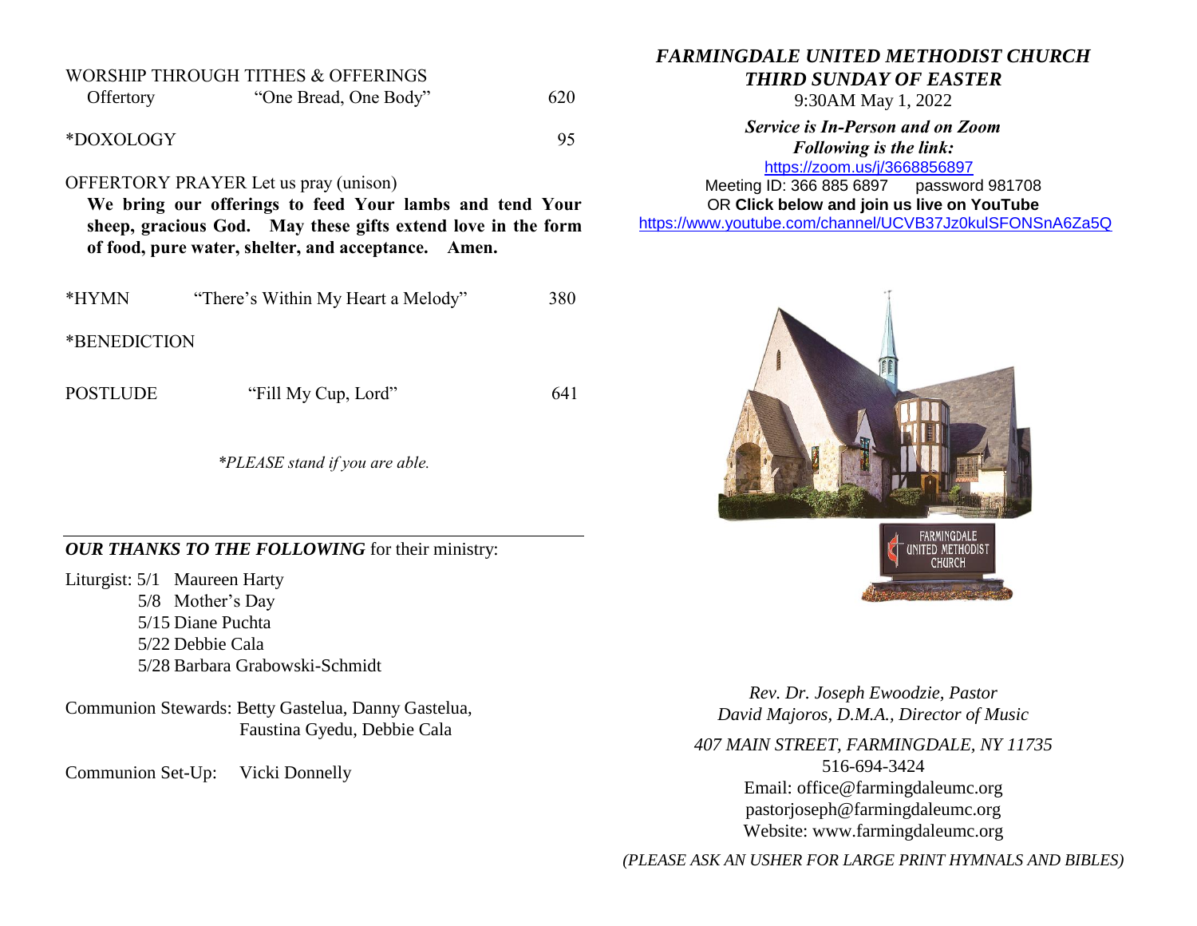WORSHIP THROUGH TITHES & OFFERINGS

Offertory "One Bread, One Body" 620

*DOXOLOGY 95

OFFERTORY PRAYER Let us pray (unison)

**We bring our offerings to feed Your lambs and tend Your sheep, gracious God. May these gifts extend love in the form of food, pure water, shelter, and acceptance. Amen.**

*HYMN "There's Within My Heart a Melody" 380

*BENEDICTION

POSTLUDE "Fill My Cup, Lord" 641

*\*PLEASE stand if you are able.*

---

***OUR THANKS TO THE FOLLOWING*** for their ministry:

Liturgist: 5/1 Maureen Harty
5/8 Mother's Day
5/15 Diane Puchta
5/22 Debbie Cala
5/28 Barbara Grabowski-Schmidt

Communion Stewards: Betty Gastelua, Danny Gastelua, Faustina Gyedu, Debbie Cala

Communion Set-Up: Vicki Donnelly

# *FARMINGDALE UNITED METHODIST CHURCH*

## *THIRD SUNDAY OF EASTER*

9:30AM May 1, 2022

***Service is In-Person and on Zoom***
***Following is the link:***

https://zoom.us/j/3668856897

Meeting ID: 366 885 6897 password 981708

OR **Click below and join us live on YouTube**

https://www.youtube.com/channel/UCVB37Jz0kulSFONSnA6Za5Q

*Rev. Dr. Joseph Ewoodzie, Pastor*
*David Majoros, D.M.A., Director of Music*

*407 MAIN STREET, FARMINGDALE, NY 11735*
516-694-3424
Email: office@farmingdaleumc.org
pastorjoseph@farmingdaleumc.org
Website: www.farmingdaleumc.org

*(PLEASE ASK AN USHER FOR LARGE PRINT HYMNALS AND BIBLES)*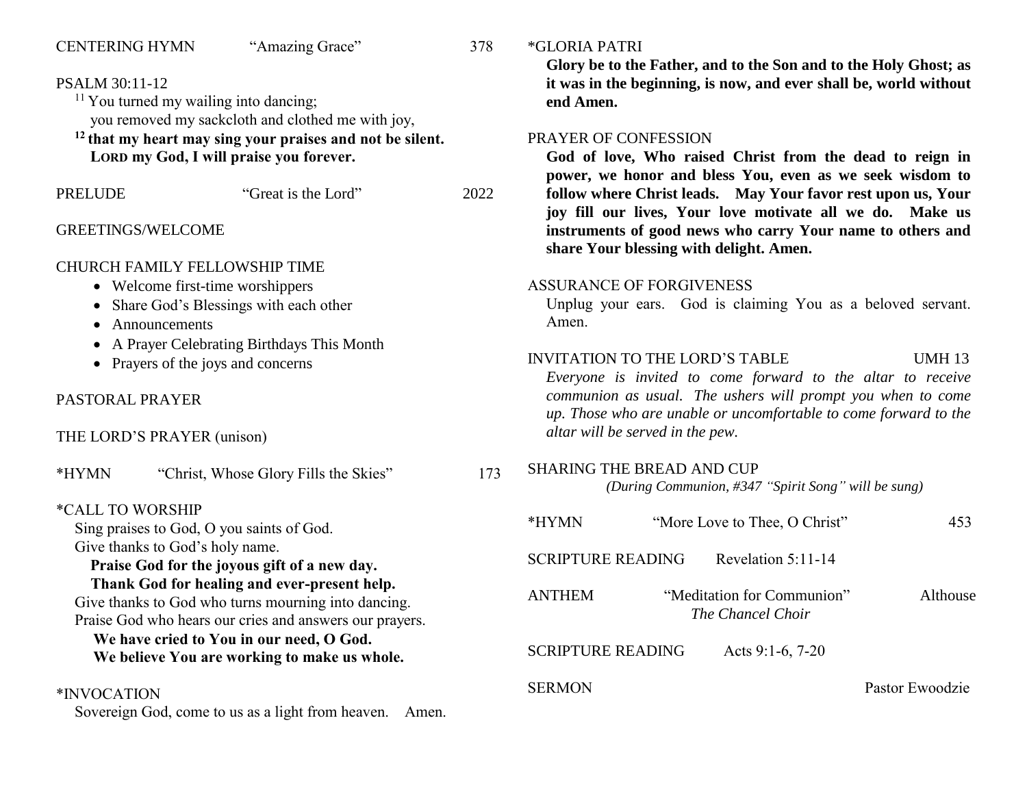CENTERING HYMN "Amazing Grace" 378

PSALM 30:11-12

[11] You turned my wailing into dancing;
you removed my sackcloth and clothed me with joy,
**[12] that my heart may sing your praises and not be silent.**
**LORD my God, I will praise you forever.**

PRELUDE "Great is the Lord" 2022

GREETINGS/WELCOME

CHURCH FAMILY FELLOWSHIP TIME

- Welcome first-time worshippers
- Share God's Blessings with each other
- Announcements
- A Prayer Celebrating Birthdays This Month
- Prayers of the joys and concerns

PASTORAL PRAYER

THE LORD'S PRAYER (unison)

*HYMN "Christ, Whose Glory Fills the Skies" 173

*CALL TO WORSHIP

Sing praises to God, O you saints of God.
Give thanks to God's holy name.
**Praise God for the joyous gift of a new day.**
**Thank God for healing and ever-present help.**
Give thanks to God who turns mourning into dancing.
Praise God who hears our cries and answers our prayers.
**We have cried to You in our need, O God.**
**We believe You are working to make us whole.**

*INVOCATION

Sovereign God, come to us as a light from heaven. Amen.

*GLORIA PATRI

**Glory be to the Father, and to the Son and to the Holy Ghost; as it was in the beginning, is now, and ever shall be, world without end Amen.**

PRAYER OF CONFESSION

**God of love, Who raised Christ from the dead to reign in power, we honor and bless You, even as we seek wisdom to follow where Christ leads. May Your favor rest upon us, Your joy fill our lives, Your love motivate all we do. Make us instruments of good news who carry Your name to others and share Your blessing with delight. Amen.**

ASSURANCE OF FORGIVENESS

Unplug your ears. God is claiming You as a beloved servant. Amen.

INVITATION TO THE LORD'S TABLE UMH 13

*Everyone is invited to come forward to the altar to receive communion as usual. The ushers will prompt you when to come up. Those who are unable or uncomfortable to come forward to the altar will be served in the pew.*

SHARING THE BREAD AND CUP

*(During Communion, #347 "Spirit Song" will be sung)*

*HYMN "More Love to Thee, O Christ" 453

SCRIPTURE READING Revelation 5:11-14

ANTHEM "Meditation for Communion" Althouse
*The Chancel Choir*

SCRIPTURE READING Acts 9:1-6, 7-20

SERMON Pastor Ewoodzie